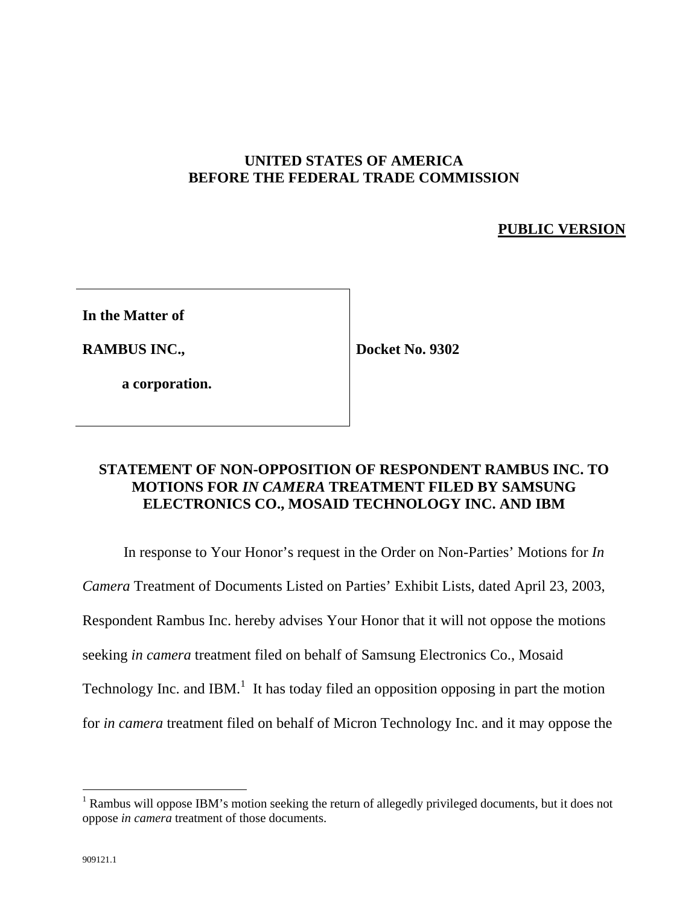**UNITED STATES OF AMERICA**
**BEFORE THE FEDERAL TRADE COMMISSION**

**PUBLIC VERSION**

| | |
|---|---|
| **In the Matter of**<br><br>**RAMBUS INC.,**<br><br>**a corporation.** | **Docket No. 9302** |

## STATEMENT OF NON-OPPOSITION OF RESPONDENT RAMBUS INC. TO MOTIONS FOR *IN CAMERA* TREATMENT FILED BY SAMSUNG ELECTRONICS CO., MOSAID TECHNOLOGY INC. AND IBM

In response to Your Honor's request in the Order on Non-Parties' Motions for *In Camera* Treatment of Documents Listed on Parties' Exhibit Lists, dated April 23, 2003, Respondent Rambus Inc. hereby advises Your Honor that it will not oppose the motions seeking *in camera* treatment filed on behalf of Samsung Electronics Co., Mosaid Technology Inc. and IBM.[1] It has today filed an opposition opposing in part the motion for *in camera* treatment filed on behalf of Micron Technology Inc. and it may oppose the

[1] Rambus will oppose IBM's motion seeking the return of allegedly privileged documents, but it does not oppose *in camera* treatment of those documents.

909121.1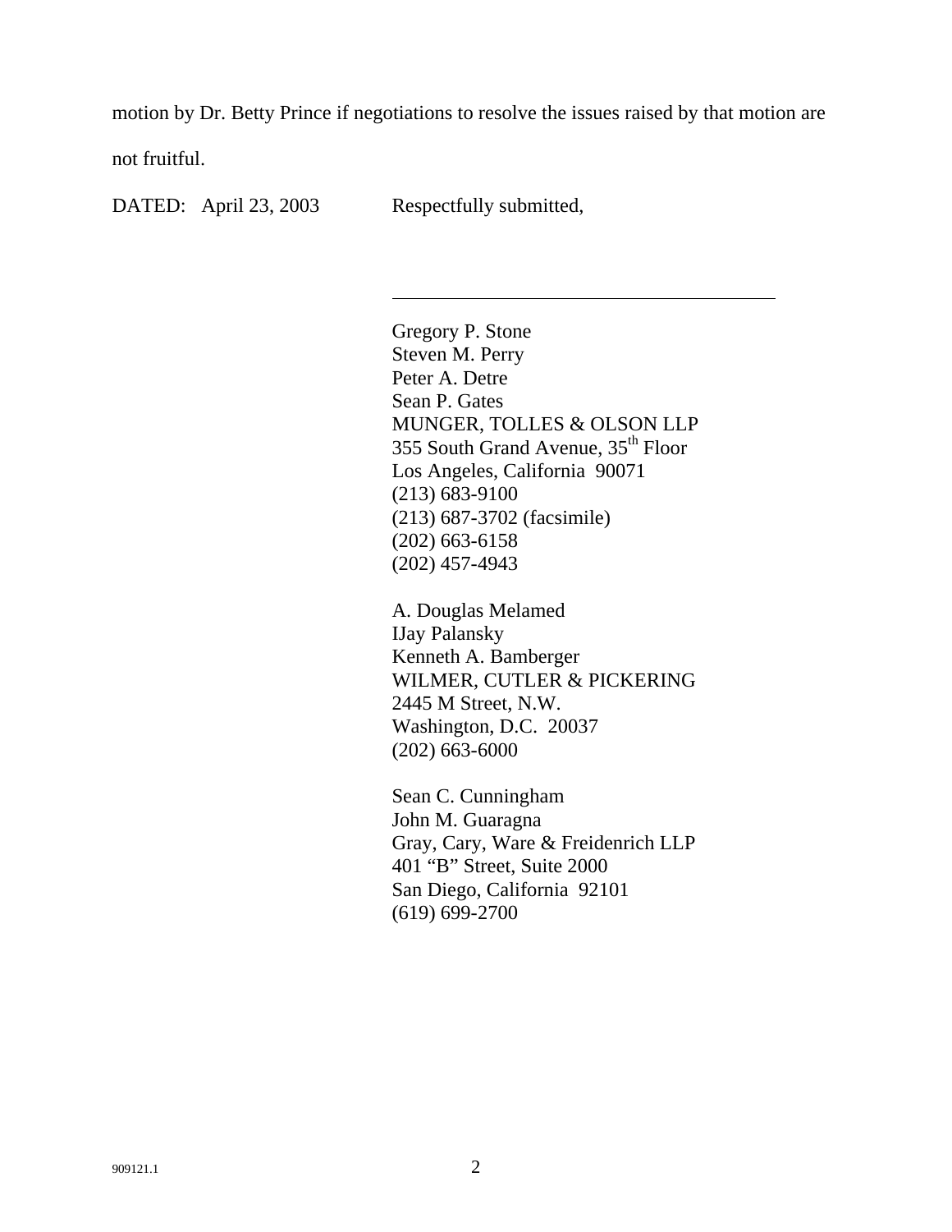motion by Dr. Betty Prince if negotiations to resolve the issues raised by that motion are not fruitful.

DATED: April 23, 2003

Respectfully submitted,

\_\_\_\_\_\_\_\_\_\_\_\_\_\_\_\_\_\_\_\_\_\_\_\_\_\_\_\_\_\_\_\_\_\_\_\_\_\_\_\_

Gregory P. Stone  
Steven M. Perry  
Peter A. Detre  
Sean P. Gates  
MUNGER, TOLLES & OLSON LLP  
355 South Grand Avenue, 35th Floor  
Los Angeles, California 90071  
(213) 683-9100  
(213) 687-3702 (facsimile)  
(202) 663-6158  
(202) 457-4943

A. Douglas Melamed  
IJay Palansky  
Kenneth A. Bamberger  
WILMER, CUTLER & PICKERING  
2445 M Street, N.W.  
Washington, D.C. 20037  
(202) 663-6000

Sean C. Cunningham  
John M. Guaragna  
Gray, Cary, Ware & Freidenrich LLP  
401 "B" Street, Suite 2000  
San Diego, California 92101  
(619) 699-2700

909121.1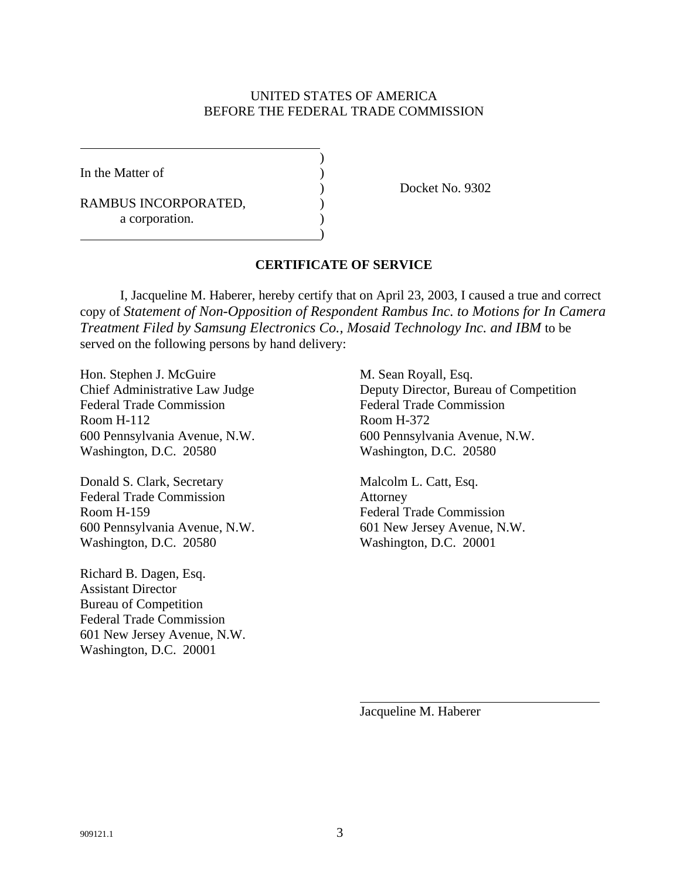UNITED STATES OF AMERICA
BEFORE THE FEDERAL TRADE COMMISSION

| | | |
|---|---|---|
| In the Matter of | ) | |
| | ) | Docket No. 9302 |
| RAMBUS INCORPORATED, a corporation. | ) | |

## CERTIFICATE OF SERVICE

I, Jacqueline M. Haberer, hereby certify that on April 23, 2003, I caused a true and correct copy of *Statement of Non-Opposition of Respondent Rambus Inc. to Motions for In Camera Treatment Filed by Samsung Electronics Co., Mosaid Technology Inc. and IBM* to be served on the following persons by hand delivery:

Hon. Stephen J. McGuire
Chief Administrative Law Judge
Federal Trade Commission
Room H-112
600 Pennsylvania Avenue, N.W.
Washington, D.C. 20580

Donald S. Clark, Secretary
Federal Trade Commission
Room H-159
600 Pennsylvania Avenue, N.W.
Washington, D.C. 20580

Richard B. Dagen, Esq.
Assistant Director
Bureau of Competition
Federal Trade Commission
601 New Jersey Avenue, N.W.
Washington, D.C. 20001

M. Sean Royall, Esq.
Deputy Director, Bureau of Competition
Federal Trade Commission
Room H-372
600 Pennsylvania Avenue, N.W.
Washington, D.C. 20580

Malcolm L. Catt, Esq.
Attorney
Federal Trade Commission
601 New Jersey Avenue, N.W.
Washington, D.C. 20001

\_\_\_\_\_\_\_\_\_\_\_\_\_\_\_\_\_\_\_\_\_\_\_\_\_\_\_\_\_\_
Jacqueline M. Haberer

909121.1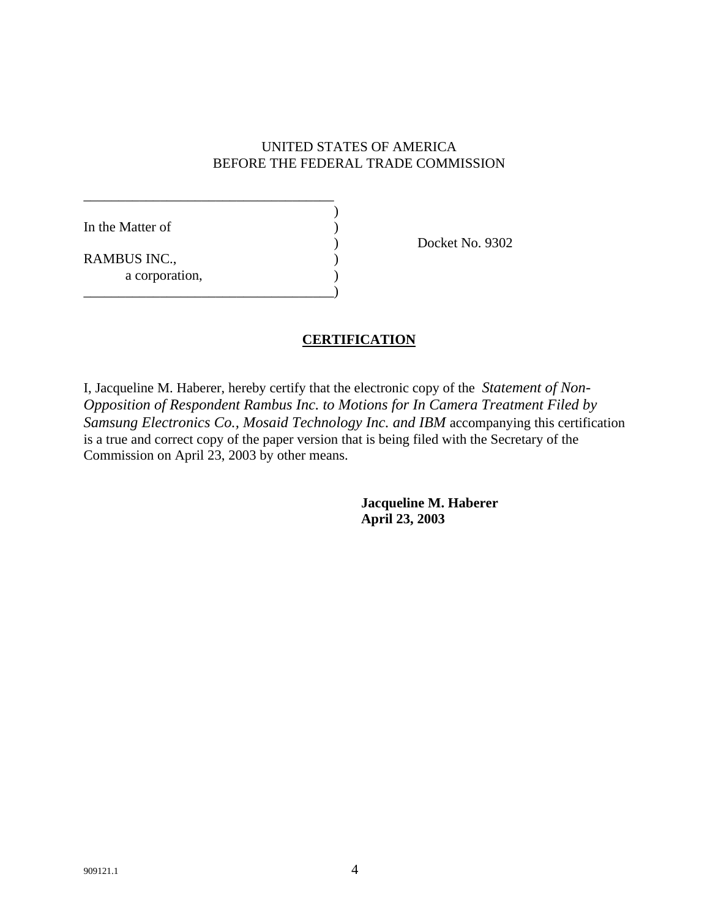UNITED STATES OF AMERICA
BEFORE THE FEDERAL TRADE COMMISSION

| | |
|---|---|
| In the Matter of<br><br>RAMBUS INC.,<br>a corporation, | Docket No. 9302 |

**CERTIFICATION**

I, Jacqueline M. Haberer, hereby certify that the electronic copy of the *Statement of Non-Opposition of Respondent Rambus Inc. to Motions for In Camera Treatment Filed by Samsung Electronics Co., Mosaid Technology Inc. and IBM* accompanying this certification is a true and correct copy of the paper version that is being filed with the Secretary of the Commission on April 23, 2003 by other means.

**Jacqueline M. Haberer**
**April 23, 2003**

909121.1